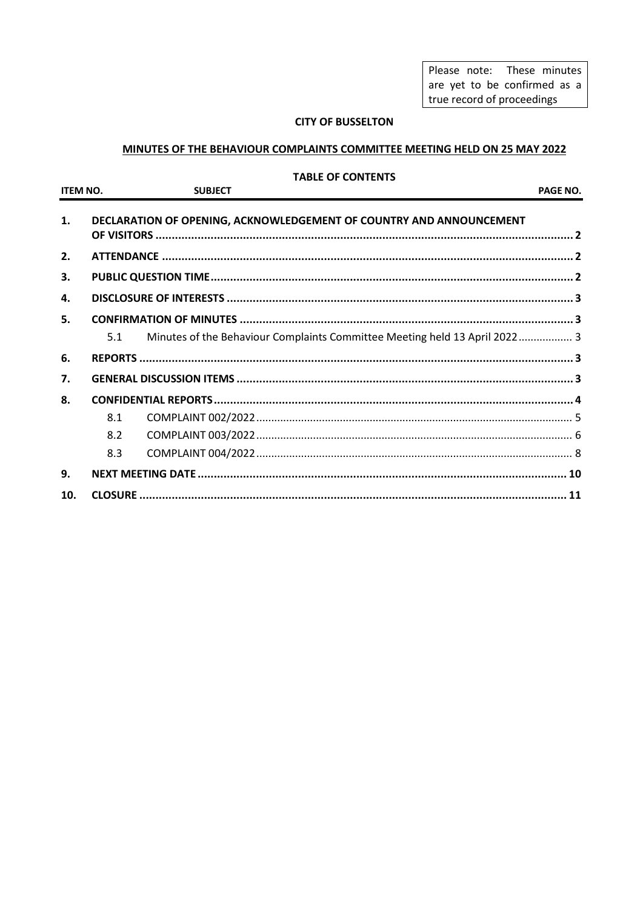Please note: These minutes are yet to be confirmed as a true record of proceedings

**CITY OF BUSSELTON**

**MINUTES OF THE BEHAVIOUR COMPLAINTS COMMITTEE MEETING HELD ON 25 MAY 2022**

**TABLE OF CONTENTS**

| ITEM NO. | | SUBJECT | PAGE NO. |
|---|---|---|---|
| 1. | | DECLARATION OF OPENING, ACKNOWLEDGEMENT OF COUNTRY AND ANNOUNCEMENT OF VISITORS | 2 |
| 2. | | ATTENDANCE | 2 |
| 3. | | PUBLIC QUESTION TIME | 2 |
| 4. | | DISCLOSURE OF INTERESTS | 3 |
| 5. | | CONFIRMATION OF MINUTES | 3 |
| | 5.1 | Minutes of the Behaviour Complaints Committee Meeting held 13 April 2022 | 3 |
| 6. | | REPORTS | 3 |
| 7. | | GENERAL DISCUSSION ITEMS | 3 |
| 8. | | CONFIDENTIAL REPORTS | 4 |
| | 8.1 | COMPLAINT 002/2022 | 5 |
| | 8.2 | COMPLAINT 003/2022 | 6 |
| | 8.3 | COMPLAINT 004/2022 | 8 |
| 9. | | NEXT MEETING DATE | 10 |
| 10. | | CLOSURE | 11 |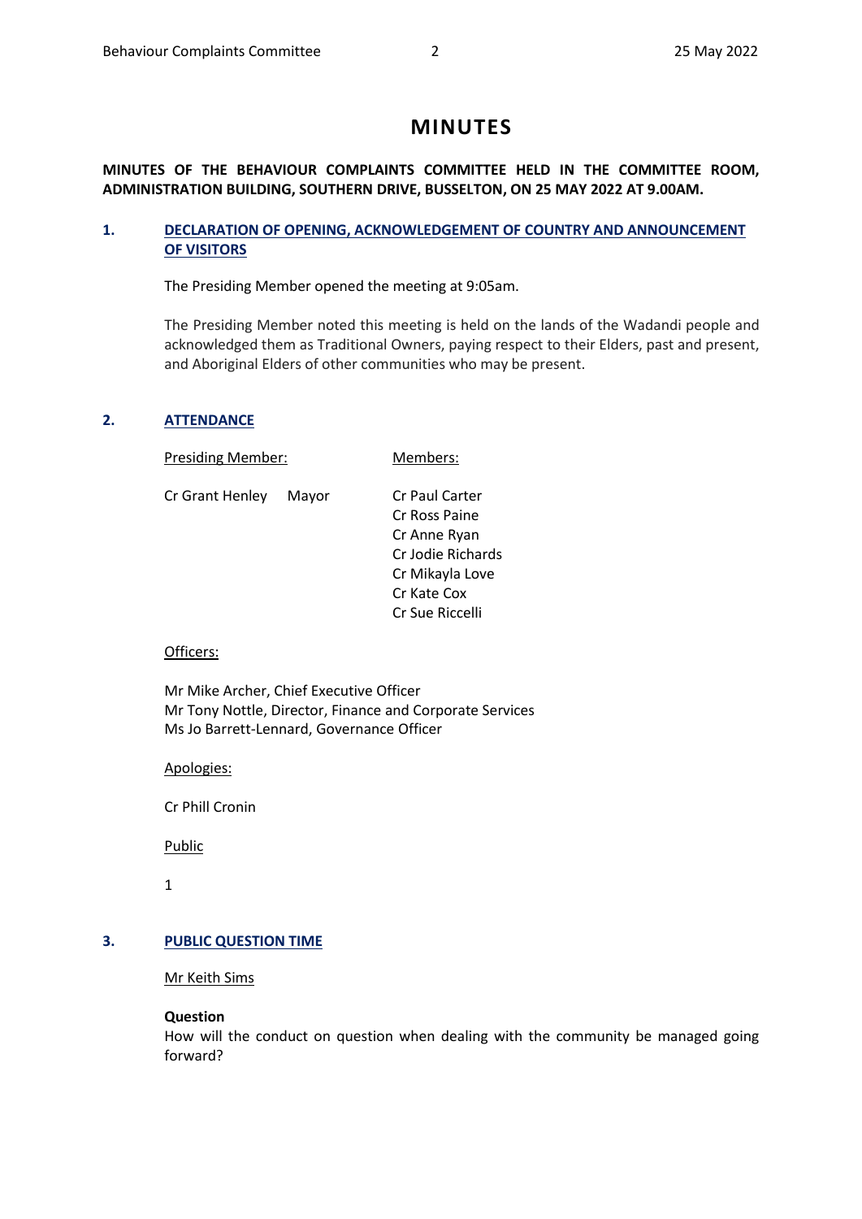# MINUTES

**MINUTES OF THE BEHAVIOUR COMPLAINTS COMMITTEE HELD IN THE COMMITTEE ROOM, ADMINISTRATION BUILDING, SOUTHERN DRIVE, BUSSELTON, ON 25 MAY 2022 AT 9.00AM.**

## 1. DECLARATION OF OPENING, ACKNOWLEDGEMENT OF COUNTRY AND ANNOUNCEMENT OF VISITORS

The Presiding Member opened the meeting at 9:05am.

The Presiding Member noted this meeting is held on the lands of the Wadandi people and acknowledged them as Traditional Owners, paying respect to their Elders, past and present, and Aboriginal Elders of other communities who may be present.

## 2. ATTENDANCE

| Presiding Member: | | Members: |
|---|---|---|
| Cr Grant Henley | Mayor | Cr Paul Carter |
| | | Cr Ross Paine |
| | | Cr Anne Ryan |
| | | Cr Jodie Richards |
| | | Cr Mikayla Love |
| | | Cr Kate Cox |
| | | Cr Sue Riccelli |

Officers:

Mr Mike Archer, Chief Executive Officer
Mr Tony Nottle, Director, Finance and Corporate Services
Ms Jo Barrett-Lennard, Governance Officer

Apologies:

Cr Phill Cronin

Public

1

## 3. PUBLIC QUESTION TIME

Mr Keith Sims

**Question**
How will the conduct on question when dealing with the community be managed going forward?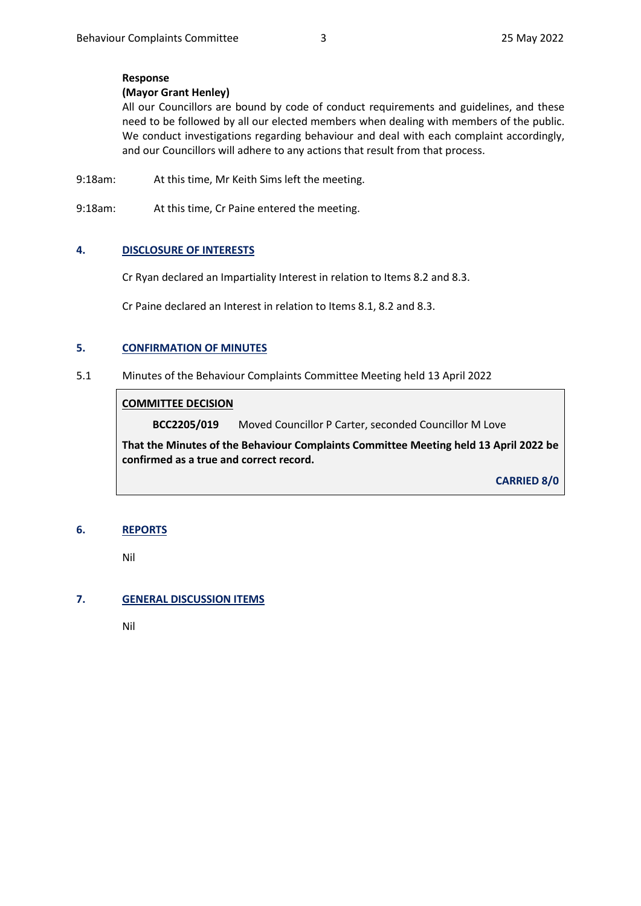**Response**

**(Mayor Grant Henley)**

All our Councillors are bound by code of conduct requirements and guidelines, and these need to be followed by all our elected members when dealing with members of the public. We conduct investigations regarding behaviour and deal with each complaint accordingly, and our Councillors will adhere to any actions that result from that process.

9:18am: At this time, Mr Keith Sims left the meeting.

9:18am: At this time, Cr Paine entered the meeting.

## 4. DISCLOSURE OF INTERESTS

Cr Ryan declared an Impartiality Interest in relation to Items 8.2 and 8.3.

Cr Paine declared an Interest in relation to Items 8.1, 8.2 and 8.3.

## 5. CONFIRMATION OF MINUTES

5.1 Minutes of the Behaviour Complaints Committee Meeting held 13 April 2022

**COMMITTEE DECISION**

**BCC2205/019** Moved Councillor P Carter, seconded Councillor M Love

**That the Minutes of the Behaviour Complaints Committee Meeting held 13 April 2022 be confirmed as a true and correct record.**

**CARRIED 8/0**

## 6. REPORTS

Nil

## 7. GENERAL DISCUSSION ITEMS

Nil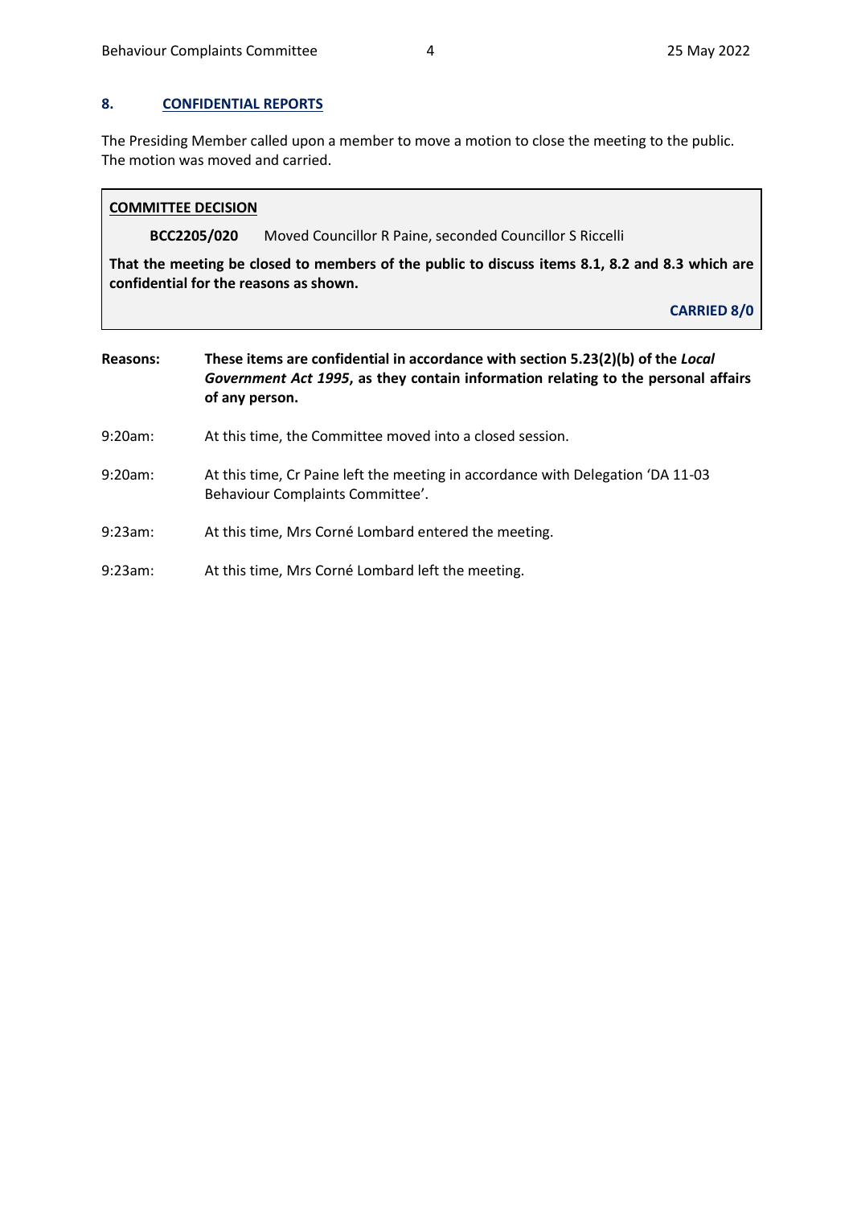## 8. CONFIDENTIAL REPORTS

The Presiding Member called upon a member to move a motion to close the meeting to the public. The motion was moved and carried.

**COMMITTEE DECISION**

**BCC2205/020** Moved Councillor R Paine, seconded Councillor S Riccelli

**That the meeting be closed to members of the public to discuss items 8.1, 8.2 and 8.3 which are confidential for the reasons as shown.**

**CARRIED 8/0**

**Reasons:** **These items are confidential in accordance with section 5.23(2)(b) of the *Local Government Act 1995*, as they contain information relating to the personal affairs of any person.**

9:20am: At this time, the Committee moved into a closed session.

9:20am: At this time, Cr Paine left the meeting in accordance with Delegation 'DA 11-03 Behaviour Complaints Committee'.

9:23am: At this time, Mrs Corné Lombard entered the meeting.

9:23am: At this time, Mrs Corné Lombard left the meeting.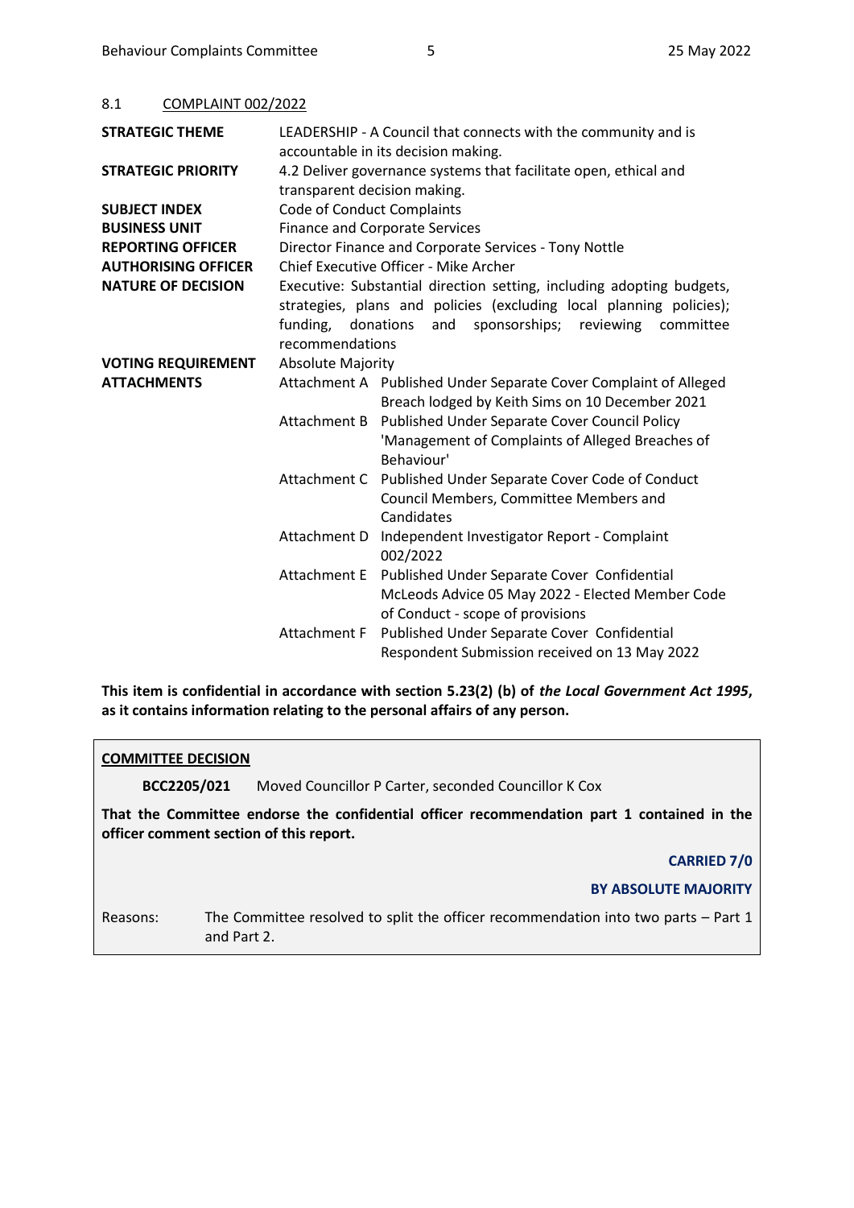## 8.1 COMPLAINT 002/2022

| | | |
|---|---|---|
| **STRATEGIC THEME** | LEADERSHIP - A Council that connects with the community and is accountable in its decision making. | |
| **STRATEGIC PRIORITY** | 4.2 Deliver governance systems that facilitate open, ethical and transparent decision making. | |
| **SUBJECT INDEX** | Code of Conduct Complaints | |
| **BUSINESS UNIT** | Finance and Corporate Services | |
| **REPORTING OFFICER** | Director Finance and Corporate Services - Tony Nottle | |
| **AUTHORISING OFFICER** | Chief Executive Officer - Mike Archer | |
| **NATURE OF DECISION** | Executive: Substantial direction setting, including adopting budgets, strategies, plans and policies (excluding local planning policies); funding, donations and sponsorships; reviewing committee recommendations | |
| **VOTING REQUIREMENT** | Absolute Majority | |
| **ATTACHMENTS** | Attachment A | Published Under Separate Cover Complaint of Alleged Breach lodged by Keith Sims on 10 December 2021 |
| | Attachment B | Published Under Separate Cover Council Policy 'Management of Complaints of Alleged Breaches of Behaviour' |
| | Attachment C | Published Under Separate Cover Code of Conduct Council Members, Committee Members and Candidates |
| | Attachment D | Independent Investigator Report - Complaint 002/2022 |
| | Attachment E | Published Under Separate Cover Confidential McLeods Advice 05 May 2022 - Elected Member Code of Conduct - scope of provisions |
| | Attachment F | Published Under Separate Cover Confidential Respondent Submission received on 13 May 2022 |

**This item is confidential in accordance with section 5.23(2) (b) of *the Local Government Act 1995*, as it contains information relating to the personal affairs of any person.**

**COMMITTEE DECISION**

**BCC2205/021** Moved Councillor P Carter, seconded Councillor K Cox

**That the Committee endorse the confidential officer recommendation part 1 contained in the officer comment section of this report.**

**CARRIED 7/0**

**BY ABSOLUTE MAJORITY**

Reasons: The Committee resolved to split the officer recommendation into two parts – Part 1 and Part 2.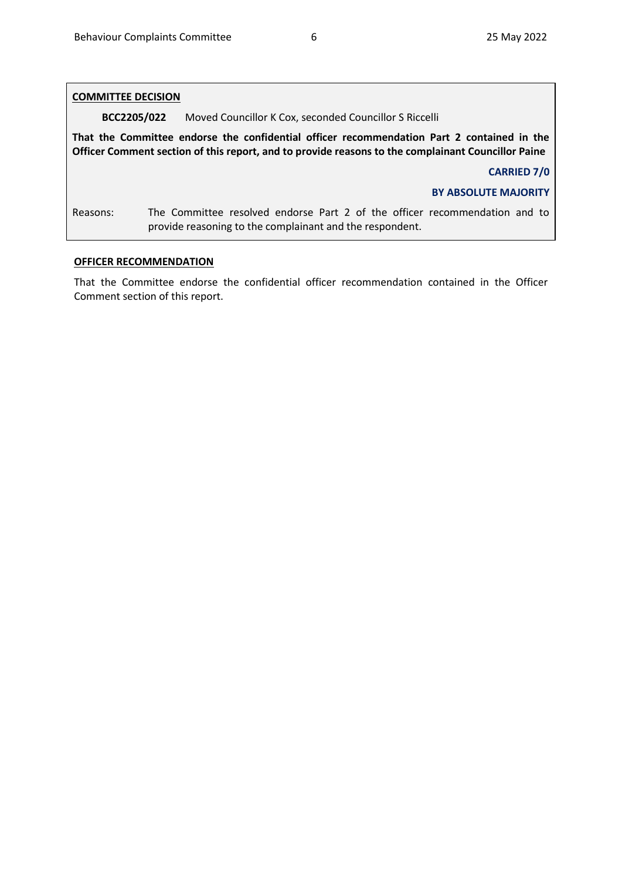**<u>COMMITTEE DECISION</u>**

**BCC2205/022** Moved Councillor K Cox, seconded Councillor S Riccelli

**That the Committee endorse the confidential officer recommendation Part 2 contained in the Officer Comment section of this report, and to provide reasons to the complainant Councillor Paine**

**CARRIED 7/0**

**BY ABSOLUTE MAJORITY**

Reasons: The Committee resolved endorse Part 2 of the officer recommendation and to provide reasoning to the complainant and the respondent.

**<u>OFFICER RECOMMENDATION</u>**

That the Committee endorse the confidential officer recommendation contained in the Officer Comment section of this report.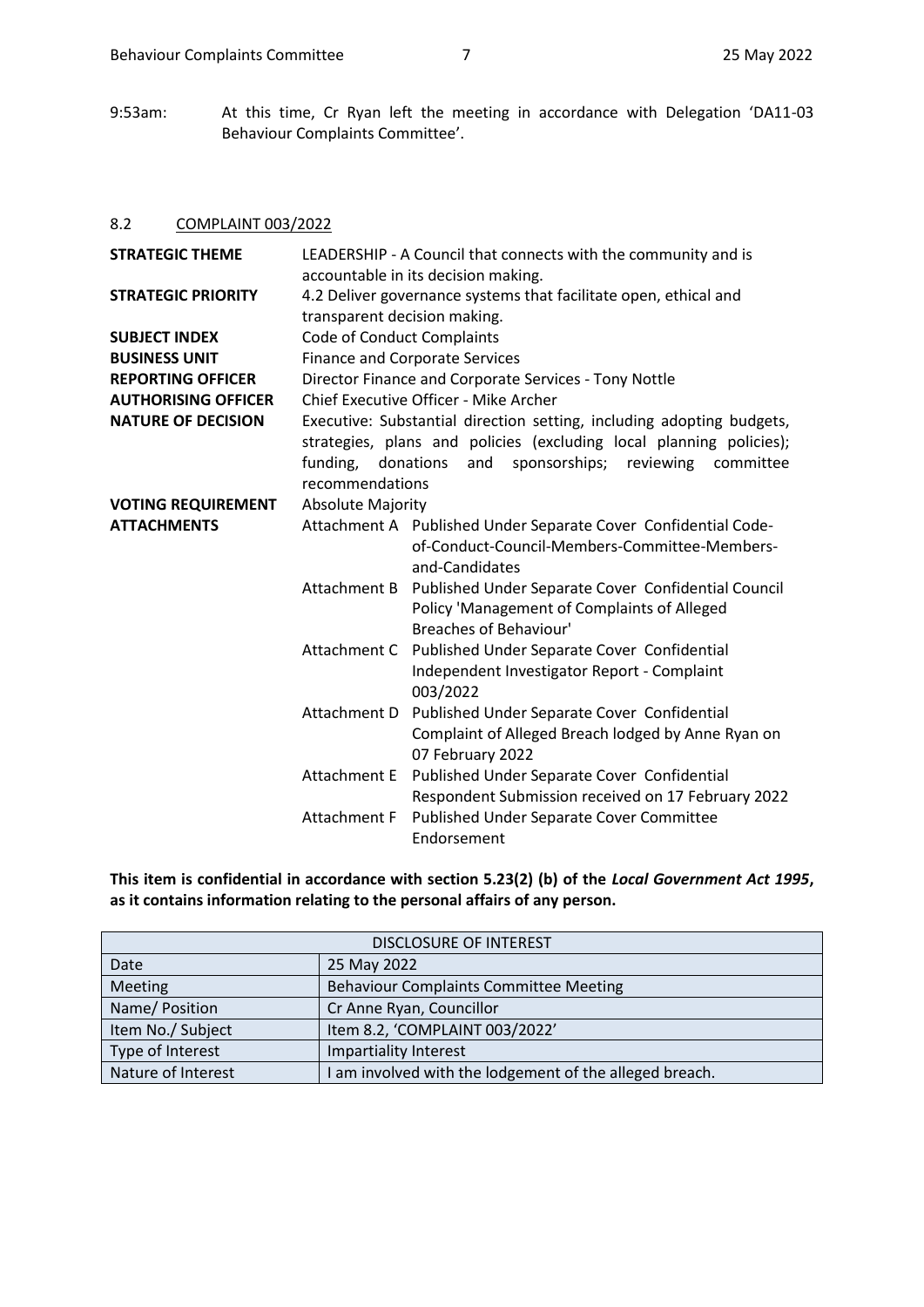9:53am: At this time, Cr Ryan left the meeting in accordance with Delegation 'DA11-03 Behaviour Complaints Committee'.

## 8.2 COMPLAINT 003/2022

| | |
|---|---|
| **STRATEGIC THEME** | LEADERSHIP - A Council that connects with the community and is accountable in its decision making. |
| **STRATEGIC PRIORITY** | 4.2 Deliver governance systems that facilitate open, ethical and transparent decision making. |
| **SUBJECT INDEX** | Code of Conduct Complaints |
| **BUSINESS UNIT** | Finance and Corporate Services |
| **REPORTING OFFICER** | Director Finance and Corporate Services - Tony Nottle |
| **AUTHORISING OFFICER** | Chief Executive Officer - Mike Archer |
| **NATURE OF DECISION** | Executive: Substantial direction setting, including adopting budgets, strategies, plans and policies (excluding local planning policies); funding, donations and sponsorships; reviewing committee recommendations |
| **VOTING REQUIREMENT** | Absolute Majority |
| **ATTACHMENTS** | Attachment A Published Under Separate Cover Confidential Code-of-Conduct-Council-Members-Committee-Members-and-Candidates |
| | Attachment B Published Under Separate Cover Confidential Council Policy 'Management of Complaints of Alleged Breaches of Behaviour' |
| | Attachment C Published Under Separate Cover Confidential Independent Investigator Report - Complaint 003/2022 |
| | Attachment D Published Under Separate Cover Confidential Complaint of Alleged Breach lodged by Anne Ryan on 07 February 2022 |
| | Attachment E Published Under Separate Cover Confidential Respondent Submission received on 17 February 2022 |
| | Attachment F Published Under Separate Cover Committee Endorsement |

**This item is confidential in accordance with section 5.23(2) (b) of the *Local Government Act 1995*, as it contains information relating to the personal affairs of any person.**

| DISCLOSURE OF INTEREST | |
|---|---|
| Date | 25 May 2022 |
| Meeting | Behaviour Complaints Committee Meeting |
| Name/ Position | Cr Anne Ryan, Councillor |
| Item No./ Subject | Item 8.2, 'COMPLAINT 003/2022' |
| Type of Interest | Impartiality Interest |
| Nature of Interest | I am involved with the lodgement of the alleged breach. |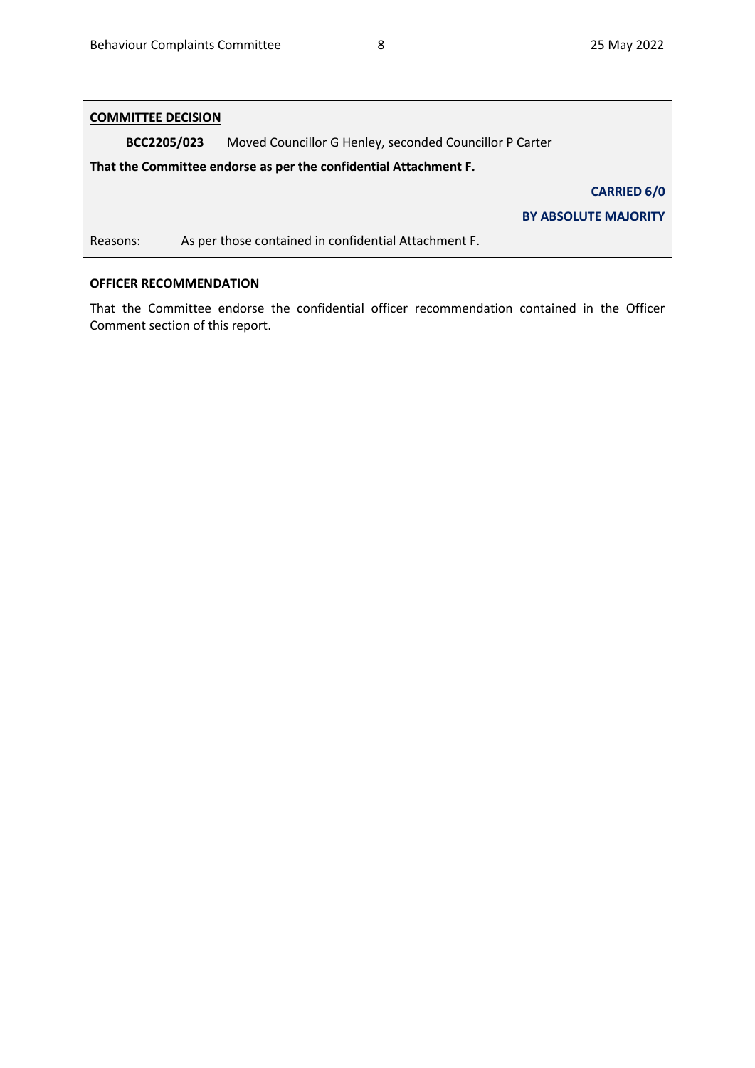**<u>COMMITTEE DECISION</u>**

**BCC2205/023** Moved Councillor G Henley, seconded Councillor P Carter

**That the Committee endorse as per the confidential Attachment F.**

**CARRIED 6/0**

**BY ABSOLUTE MAJORITY**

Reasons: As per those contained in confidential Attachment F.

**<u>OFFICER RECOMMENDATION</u>**

That the Committee endorse the confidential officer recommendation contained in the Officer Comment section of this report.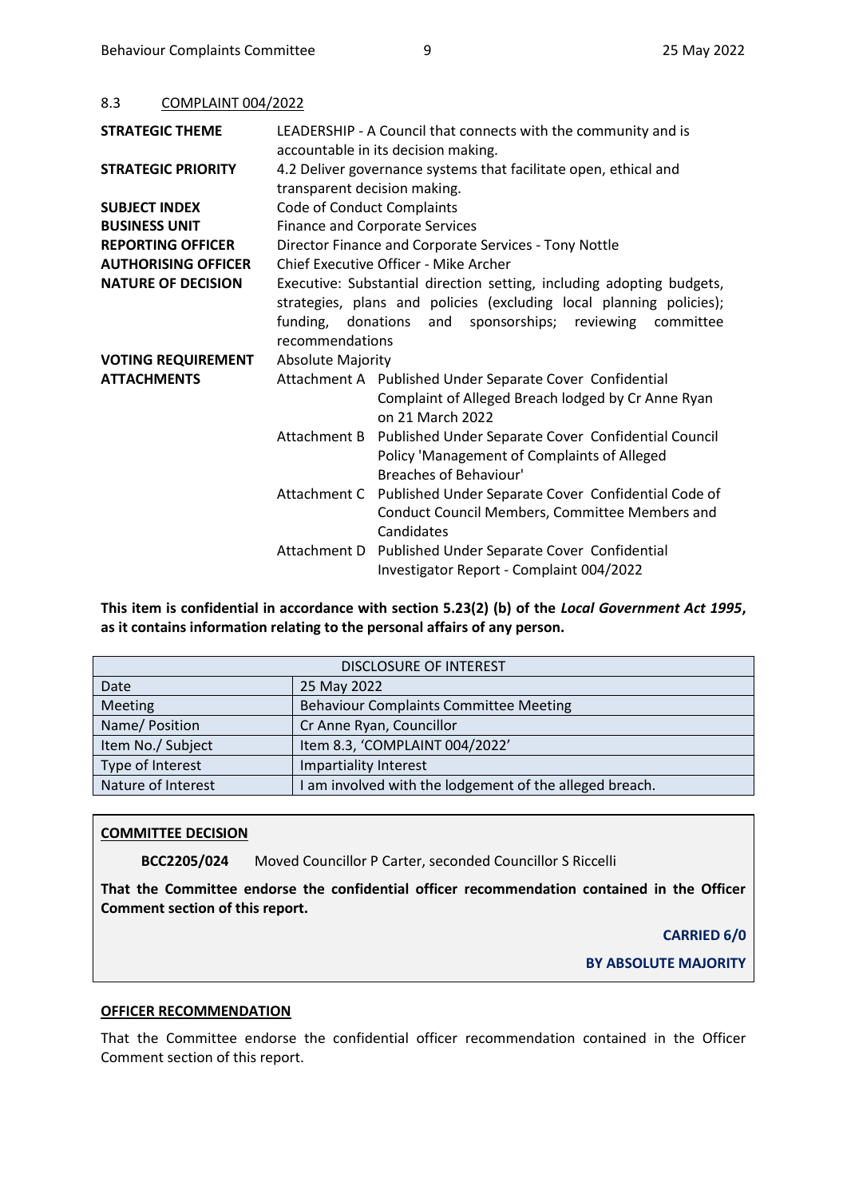## 8.3 COMPLAINT 004/2022

| | |
|---|---|
| **STRATEGIC THEME** | LEADERSHIP - A Council that connects with the community and is accountable in its decision making. |
| **STRATEGIC PRIORITY** | 4.2 Deliver governance systems that facilitate open, ethical and transparent decision making. |
| **SUBJECT INDEX** | Code of Conduct Complaints |
| **BUSINESS UNIT** | Finance and Corporate Services |
| **REPORTING OFFICER** | Director Finance and Corporate Services - Tony Nottle |
| **AUTHORISING OFFICER** | Chief Executive Officer - Mike Archer |
| **NATURE OF DECISION** | Executive: Substantial direction setting, including adopting budgets, strategies, plans and policies (excluding local planning policies); funding, donations and sponsorships; reviewing committee recommendations |
| **VOTING REQUIREMENT** | Absolute Majority |
| **ATTACHMENTS** | Attachment A Published Under Separate Cover Confidential Complaint of Alleged Breach lodged by Cr Anne Ryan on 21 March 2022 |
| | Attachment B Published Under Separate Cover Confidential Council Policy 'Management of Complaints of Alleged Breaches of Behaviour' |
| | Attachment C Published Under Separate Cover Confidential Code of Conduct Council Members, Committee Members and Candidates |
| | Attachment D Published Under Separate Cover Confidential Investigator Report - Complaint 004/2022 |

**This item is confidential in accordance with section 5.23(2) (b) of the *Local Government Act 1995*, as it contains information relating to the personal affairs of any person.**

| DISCLOSURE OF INTEREST | |
|---|---|
| Date | 25 May 2022 |
| Meeting | Behaviour Complaints Committee Meeting |
| Name/ Position | Cr Anne Ryan, Councillor |
| Item No./ Subject | Item 8.3, 'COMPLAINT 004/2022' |
| Type of Interest | Impartiality Interest |
| Nature of Interest | I am involved with the lodgement of the alleged breach. |

**COMMITTEE DECISION**

**BCC2205/024** Moved Councillor P Carter, seconded Councillor S Riccelli

**That the Committee endorse the confidential officer recommendation contained in the Officer Comment section of this report.**

**CARRIED 6/0**

**BY ABSOLUTE MAJORITY**

**OFFICER RECOMMENDATION**

That the Committee endorse the confidential officer recommendation contained in the Officer Comment section of this report.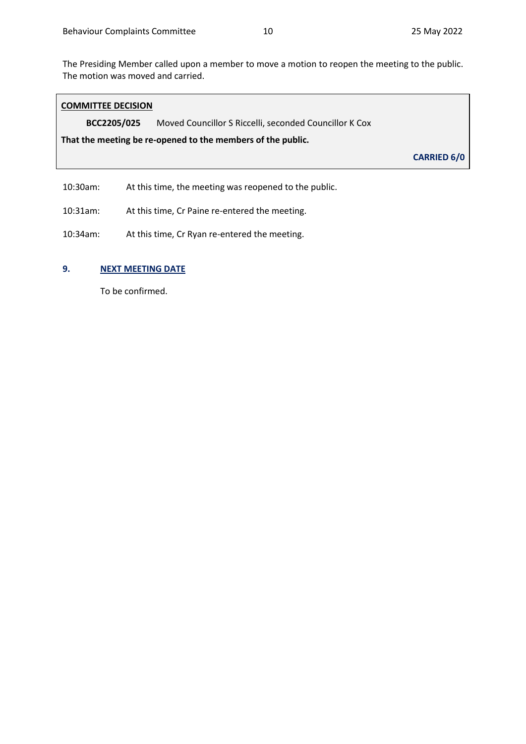The Presiding Member called upon a member to move a motion to reopen the meeting to the public. The motion was moved and carried.

**COMMITTEE DECISION**

**BCC2205/025** Moved Councillor S Riccelli, seconded Councillor K Cox

**That the meeting be re-opened to the members of the public.**

**CARRIED 6/0**

10:30am: At this time, the meeting was reopened to the public.

10:31am: At this time, Cr Paine re-entered the meeting.

10:34am: At this time, Cr Ryan re-entered the meeting.

## 9. NEXT MEETING DATE

To be confirmed.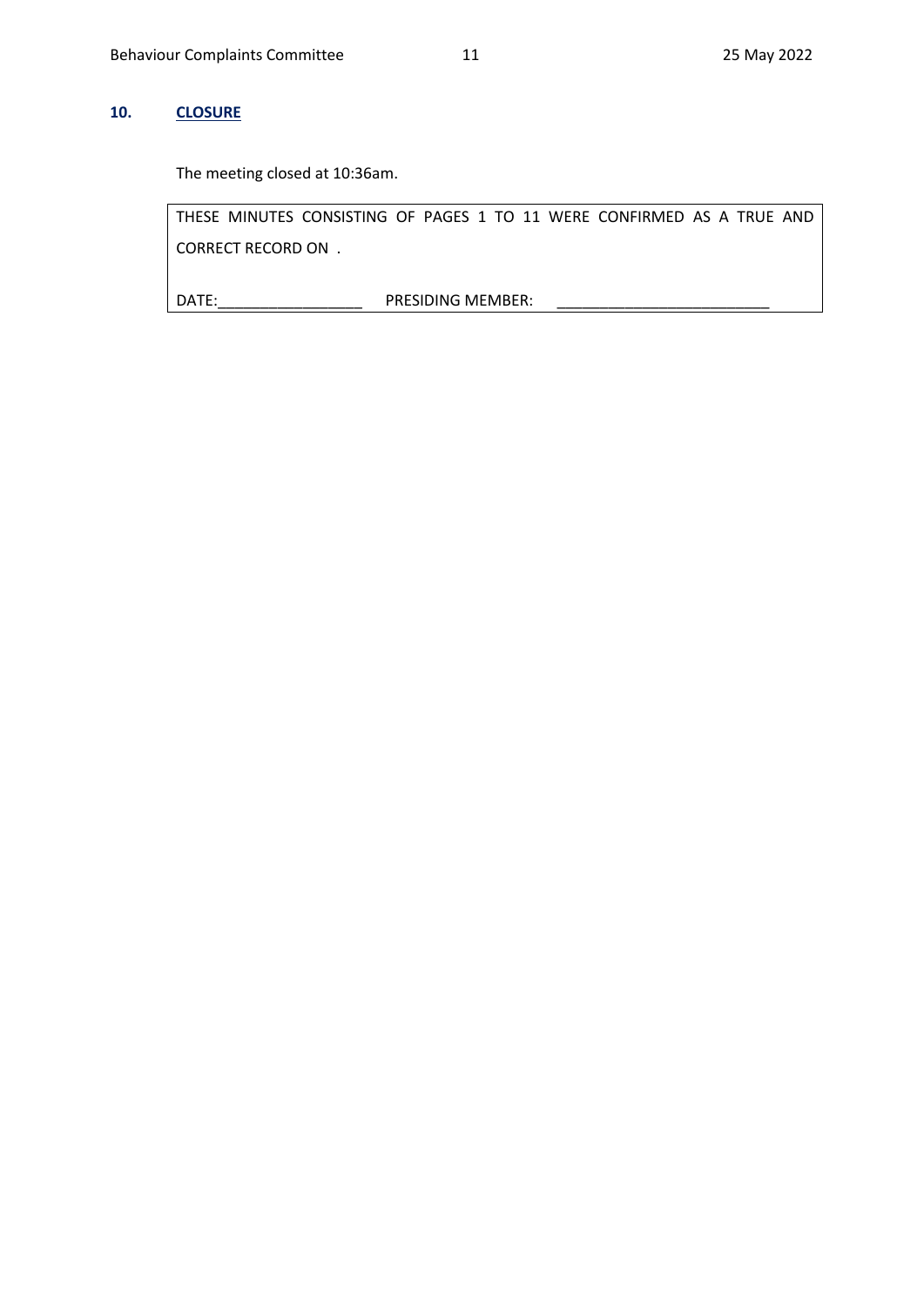## 10. CLOSURE

The meeting closed at 10:36am.

THESE MINUTES CONSISTING OF PAGES 1 TO 11 WERE CONFIRMED AS A TRUE AND CORRECT RECORD ON .

DATE:_________________ PRESIDING MEMBER: _________________________